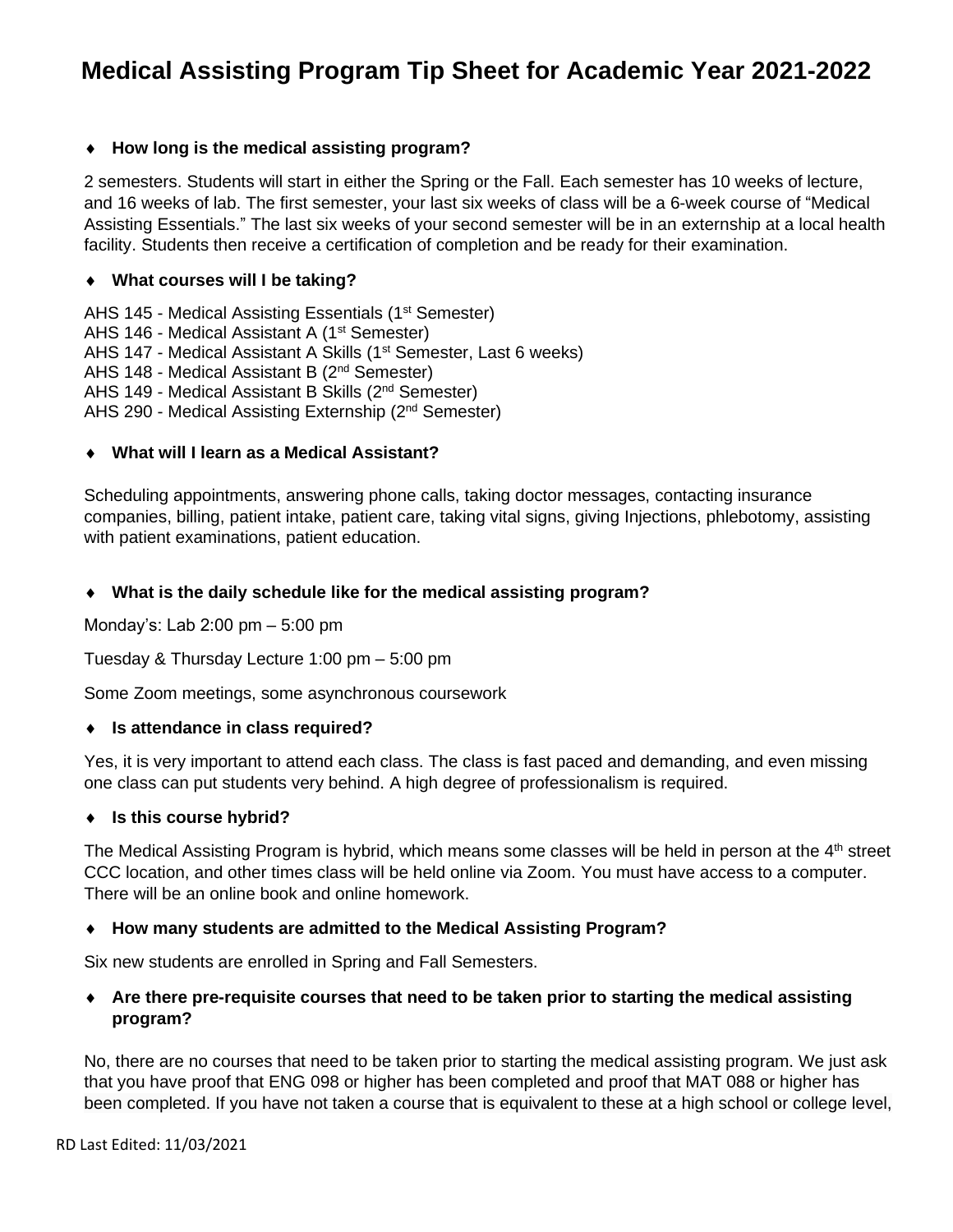# Medical Assisting Program Tip Sheet for Academic Year 2021-2022

- **How long is the medical assisting program?**

2 semesters. Students will start in either the Spring or the Fall. Each semester has 10 weeks of lecture, and 16 weeks of lab. The first semester, your last six weeks of class will be a 6-week course of "Medical Assisting Essentials." The last six weeks of your second semester will be in an externship at a local health facility. Students then receive a certification of completion and be ready for their examination.

- **What courses will I be taking?**

AHS 145 - Medical Assisting Essentials (1st Semester)
AHS 146 - Medical Assistant A (1st Semester)
AHS 147 - Medical Assistant A Skills (1st Semester, Last 6 weeks)
AHS 148 - Medical Assistant B (2nd Semester)
AHS 149 - Medical Assistant B Skills (2nd Semester)
AHS 290 - Medical Assisting Externship (2nd Semester)

- **What will I learn as a Medical Assistant?**

Scheduling appointments, answering phone calls, taking doctor messages, contacting insurance companies, billing, patient intake, patient care, taking vital signs, giving Injections, phlebotomy, assisting with patient examinations, patient education.

- **What is the daily schedule like for the medical assisting program?**

Monday's: Lab 2:00 pm – 5:00 pm

Tuesday & Thursday Lecture 1:00 pm – 5:00 pm

Some Zoom meetings, some asynchronous coursework

- **Is attendance in class required?**

Yes, it is very important to attend each class. The class is fast paced and demanding, and even missing one class can put students very behind. A high degree of professionalism is required.

- **Is this course hybrid?**

The Medical Assisting Program is hybrid, which means some classes will be held in person at the 4th street CCC location, and other times class will be held online via Zoom. You must have access to a computer. There will be an online book and online homework.

- **How many students are admitted to the Medical Assisting Program?**

Six new students are enrolled in Spring and Fall Semesters.

- **Are there pre-requisite courses that need to be taken prior to starting the medical assisting program?**

No, there are no courses that need to be taken prior to starting the medical assisting program. We just ask that you have proof that ENG 098 or higher has been completed and proof that MAT 088 or higher has been completed. If you have not taken a course that is equivalent to these at a high school or college level,

RD Last Edited: 11/03/2021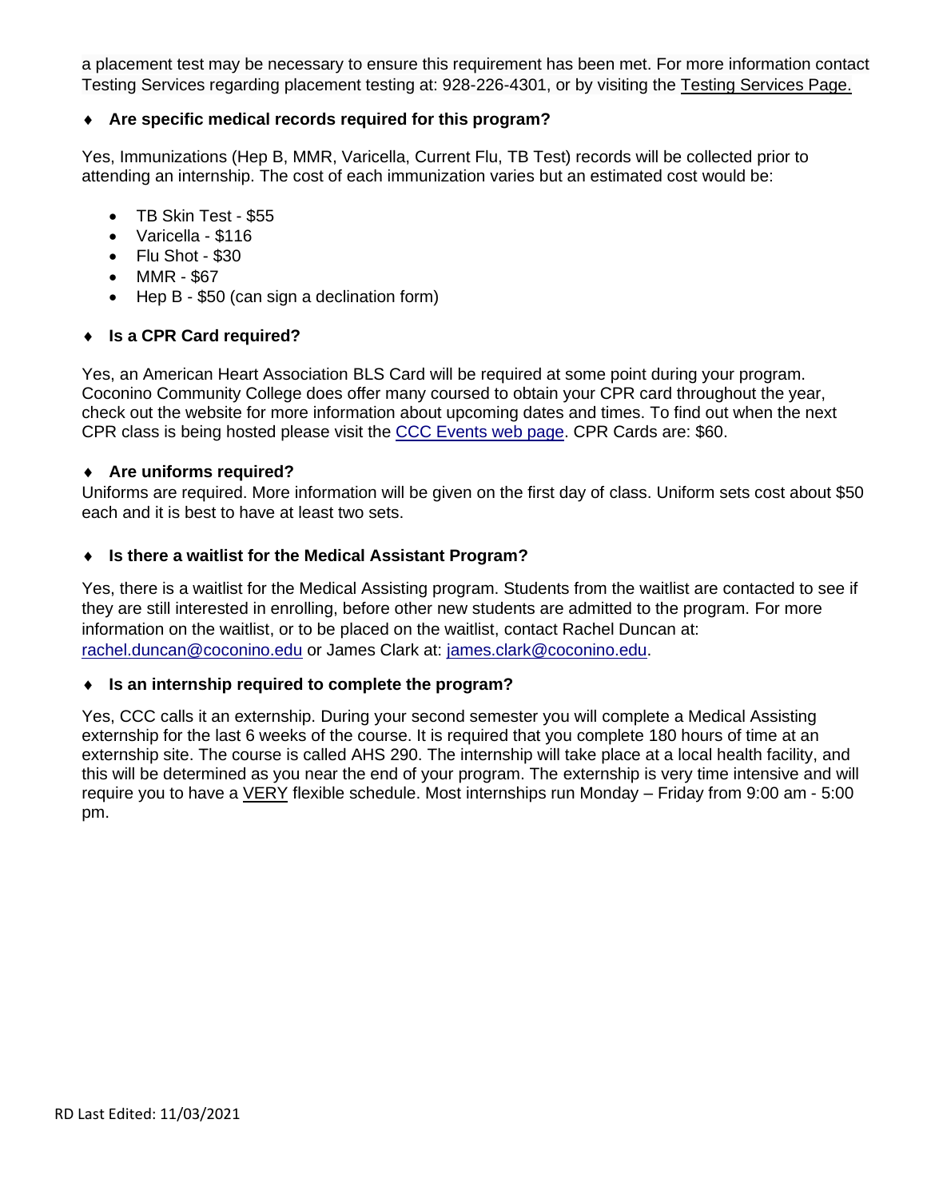a placement test may be necessary to ensure this requirement has been met. For more information contact Testing Services regarding placement testing at: 928-226-4301, or by visiting the Testing Services Page.

- **Are specific medical records required for this program?**

Yes, Immunizations (Hep B, MMR, Varicella, Current Flu, TB Test) records will be collected prior to attending an internship. The cost of each immunization varies but an estimated cost would be:

- TB Skin Test - $55
- Varicella - $116
- Flu Shot - $30
- MMR - $67
- Hep B - $50 (can sign a declination form)

- **Is a CPR Card required?**

Yes, an American Heart Association BLS Card will be required at some point during your program. Coconino Community College does offer many coursed to obtain your CPR card throughout the year, check out the website for more information about upcoming dates and times. To find out when the next CPR class is being hosted please visit the CCC Events web page. CPR Cards are: $60.

- **Are uniforms required?**

Uniforms are required. More information will be given on the first day of class. Uniform sets cost about $50 each and it is best to have at least two sets.

- **Is there a waitlist for the Medical Assistant Program?**

Yes, there is a waitlist for the Medical Assisting program. Students from the waitlist are contacted to see if they are still interested in enrolling, before other new students are admitted to the program. For more information on the waitlist, or to be placed on the waitlist, contact Rachel Duncan at: rachel.duncan@coconino.edu or James Clark at: james.clark@coconino.edu.

- **Is an internship required to complete the program?**

Yes, CCC calls it an externship. During your second semester you will complete a Medical Assisting externship for the last 6 weeks of the course. It is required that you complete 180 hours of time at an externship site. The course is called AHS 290. The internship will take place at a local health facility, and this will be determined as you near the end of your program. The externship is very time intensive and will require you to have a VERY flexible schedule. Most internships run Monday – Friday from 9:00 am - 5:00 pm.

RD Last Edited: 11/03/2021